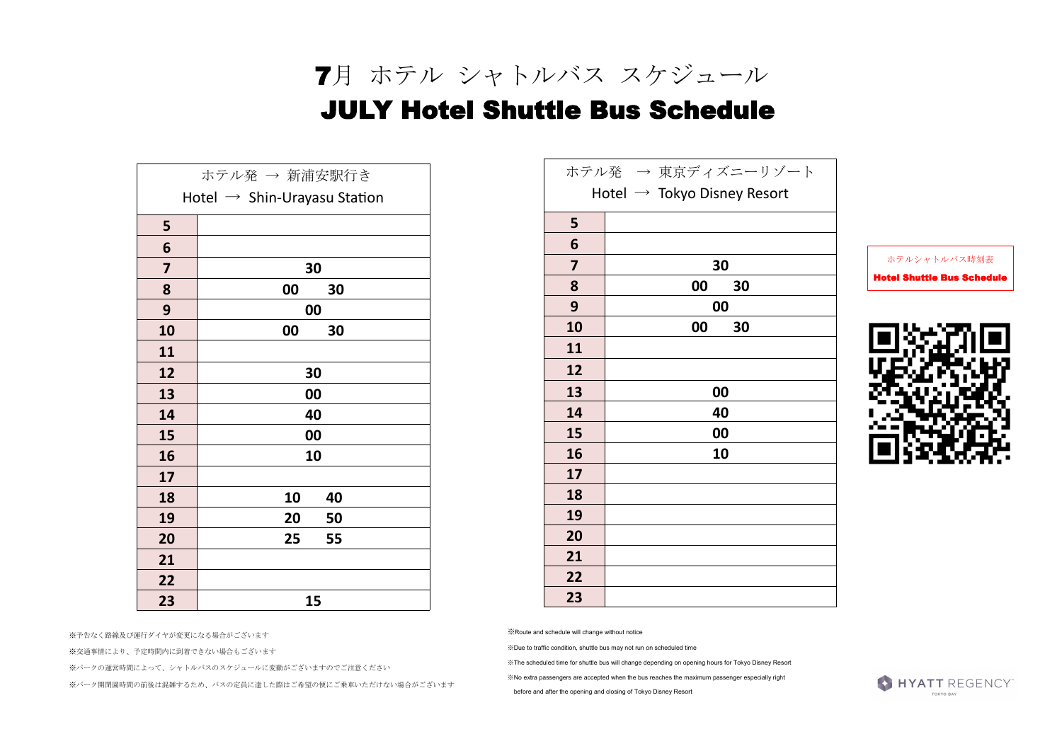# 7月 ホテル シャトルバス スケジュール

# JULY Hotel Shuttle Bus Schedule

| ホテル発 → 新浦安駅行き Hotel → Shin-Urayasu Station | |
|---|---|
| 5 | |
| 6 | |
| 7 | 30 |
| 8 | 00 30 |
| 9 | 00 |
| 10 | 00 30 |
| 11 | |
| 12 | 30 |
| 13 | 00 |
| 14 | 40 |
| 15 | 00 |
| 16 | 10 |
| 17 | |
| 18 | 10 40 |
| 19 | 20 50 |
| 20 | 25 55 |
| 21 | |
| 22 | |
| 23 | 15 |

| ホテル発 → 東京ディズニーリゾート Hotel → Tokyo Disney Resort | |
|---|---|
| 5 | |
| 6 | |
| 7 | 30 |
| 8 | 00 30 |
| 9 | 00 |
| 10 | 00 30 |
| 11 | |
| 12 | |
| 13 | 00 |
| 14 | 40 |
| 15 | 00 |
| 16 | 10 |
| 17 | |
| 18 | |
| 19 | |
| 20 | |
| 21 | |
| 22 | |
| 23 | |

ホテルシャトルバス時刻表

**Hotel Shuttle Bus Schedule**

※予告なく路線及び運行ダイヤが変更になる場合がございます

※交通事情により、予定時間内に到着できない場合もございます

※パークの運営時間によって、シャトルバスのスケジュールに変動がございますのでご注意ください

※パーク開閉園時間の前後は混雑するため、バスの定員に達した際はご希望の便にご乗車いただけない場合がございます

※Route and schedule will change without notice

※Due to traffic condition, shuttle bus may not run on scheduled time

※The scheduled time for shuttle bus will change depending on opening hours for Tokyo Disney Resort

※No extra passengers are accepted when the bus reaches the maximum passenger especially right before and after the opening and closing of Tokyo Disney Resort

HYATT REGENCY TOKYO BAY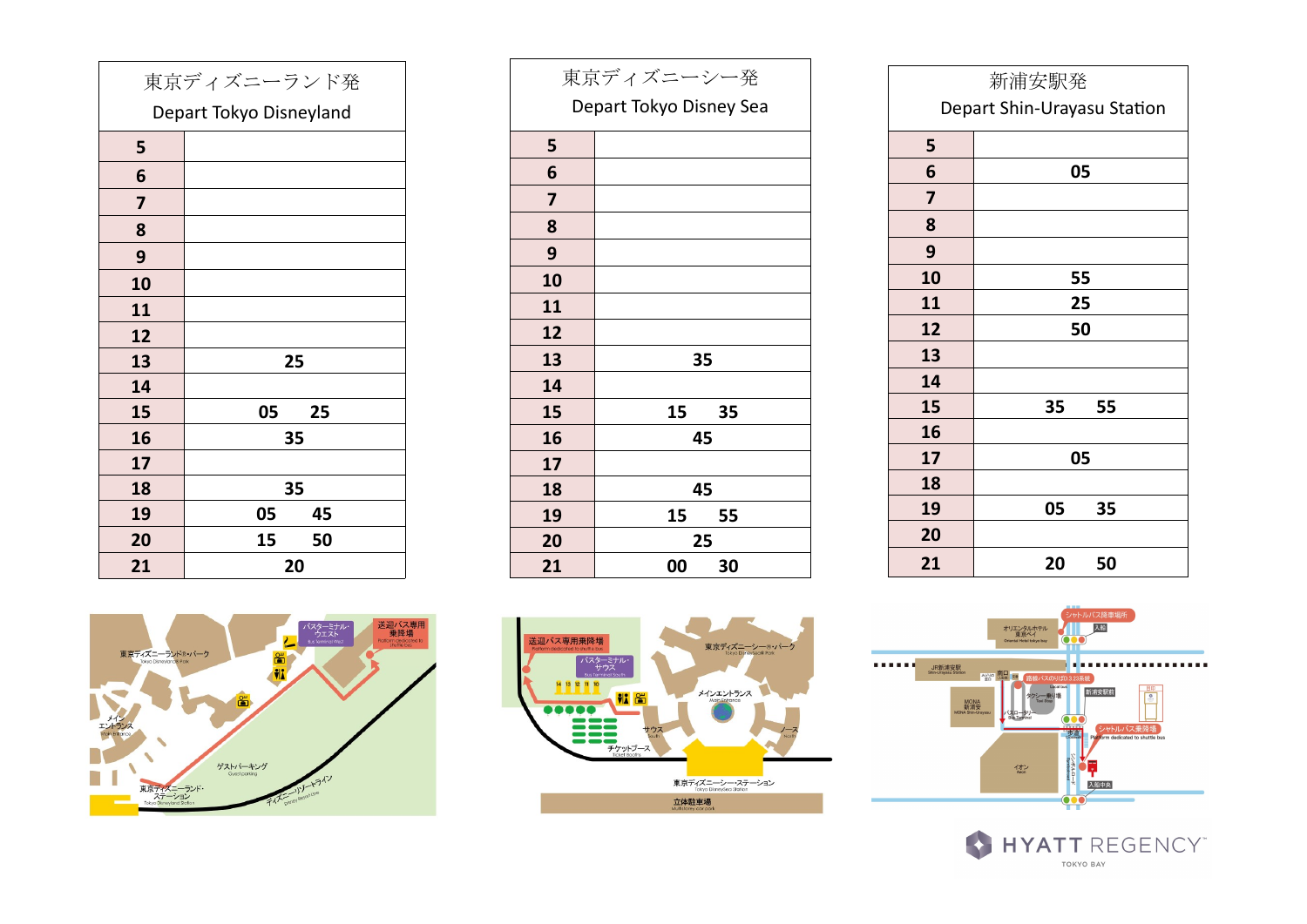| 東京ディズニーランド発 Depart Tokyo Disneyland | |
|---|---|
| 5 | |
| 6 | |
| 7 | |
| 8 | |
| 9 | |
| 10 | |
| 11 | |
| 12 | |
| 13 | 25 |
| 14 | |
| 15 | 05　25 |
| 16 | 35 |
| 17 | |
| 18 | 35 |
| 19 | 05　45 |
| 20 | 15　50 |
| 21 | 20 |

| 東京ディズニーシー発 Depart Tokyo Disney Sea | |
|---|---|
| 5 | |
| 6 | |
| 7 | |
| 8 | |
| 9 | |
| 10 | |
| 11 | |
| 12 | |
| 13 | 35 |
| 14 | |
| 15 | 15　35 |
| 16 | 45 |
| 17 | |
| 18 | 45 |
| 19 | 15　55 |
| 20 | 25 |
| 21 | 00　30 |

| 新浦安駅発 Depart Shin-Urayasu Station | |
|---|---|
| 5 | |
| 6 | 05 |
| 7 | |
| 8 | |
| 9 | |
| 10 | 55 |
| 11 | 25 |
| 12 | 50 |
| 13 | |
| 14 | |
| 15 | 35　55 |
| 16 | |
| 17 | 05 |
| 18 | |
| 19 | 05　35 |
| 20 | |
| 21 | 20　50 |

東京ディズニーランド®・パーク Tokyo Disneyland Park
バスターミナル・ウエスト Bus Terminal West
送迎バス専用乗降場 Platform dedicated to shuttle bus
メインエントランス Main Entrance
ゲストパーキング Guest parking
東京ディズニーランド・ステーション Tokyo Disneyland Station
ディズニーリゾートライン Disney Resort Line

送迎バス専用乗降場 Platform dedicated to shuttle bus
バスターミナル・サウス Bus Terminal South
東京ディズニーシー®・パーク Tokyo DisneySea Park
メインエントランス Main Entrance
サウス South
ノース North
チケットブース Ticket booths
東京ディズニーシー・ステーション Tokyo DisneySea Station
立体駐車場 Multistory car park

シャトルバス降車場所
オリエンタルホテル東京ベイ Oriental Hotel tokyo bay
入船
JR新浦安駅 Shin-Urayasu Station
路線バスのりば3.23系統
新浦安駅前
タクシー乗り場 Taxi Stop
MONA 新浦安 MONA Shin-Urayasu
バスロータリー Bus Terminal
シャトルバス乗降場 Platform dedicated to shuttle bus
イオン Aeon
入船中央

HYATT REGENCY TOKYO BAY